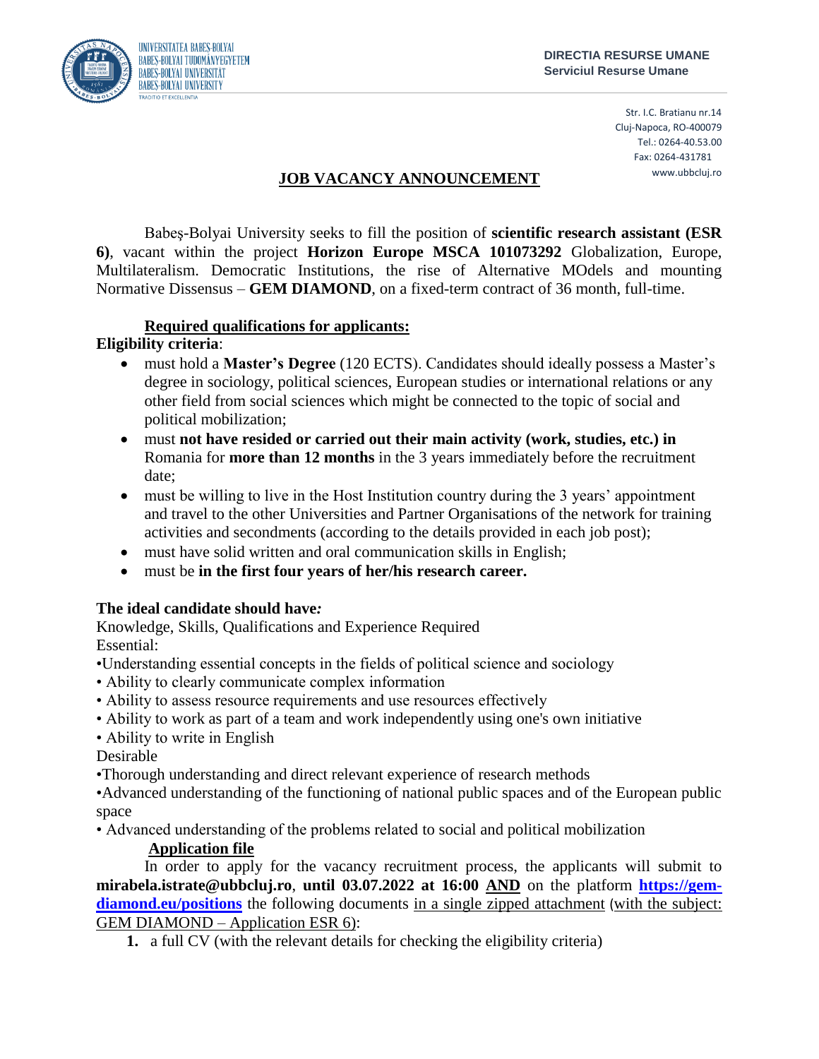UNIVERSITATEA BABEŞ-BOLYAI
BABEŞ-BOLYAI TUDOMÁNYEGYETEM
BABEŞ-BOLYAI UNIVERSITÄT
BABEŞ-BOLYAI UNIVERSITY
TRADITIO ET EXCELLENTIA

**DIRECTIA RESURSE UMANE**
**Serviciul Resurse Umane**

Str. I.C. Bratianu nr.14
Cluj-Napoca, RO-400079
Tel.: 0264-40.53.00
Fax: 0264-431781
www.ubbcluj.ro

# JOB VACANCY ANNOUNCEMENT

Babeş-Bolyai University seeks to fill the position of **scientific research assistant (ESR 6)**, vacant within the project **Horizon Europe MSCA 101073292** Globalization, Europe, Multilateralism. Democratic Institutions, the rise of Alternative MOdels and mounting Normative Dissensus – **GEM DIAMOND**, on a fixed-term contract of 36 month, full-time.

## Required qualifications for applicants:

**Eligibility criteria**:

- must hold a **Master's Degree** (120 ECTS). Candidates should ideally possess a Master's degree in sociology, political sciences, European studies or international relations or any other field from social sciences which might be connected to the topic of social and political mobilization;
- must **not have resided or carried out their main activity (work, studies, etc.) in** Romania for **more than 12 months** in the 3 years immediately before the recruitment date;
- must be willing to live in the Host Institution country during the 3 years' appointment and travel to the other Universities and Partner Organisations of the network for training activities and secondments (according to the details provided in each job post);
- must have solid written and oral communication skills in English;
- must be **in the first four years of her/his research career.**

**The ideal candidate should have:**

Knowledge, Skills, Qualifications and Experience Required

Essential:

- Understanding essential concepts in the fields of political science and sociology
- Ability to clearly communicate complex information
- Ability to assess resource requirements and use resources effectively
- Ability to work as part of a team and work independently using one's own initiative
- Ability to write in English

Desirable

- Thorough understanding and direct relevant experience of research methods
- Advanced understanding of the functioning of national public spaces and of the European public space
- Advanced understanding of the problems related to social and political mobilization

## Application file

In order to apply for the vacancy recruitment process, the applicants will submit to **mirabela.istrate@ubbcluj.ro**, **until 03.07.2022 at 16:00 AND** on the platform **https://gem-diamond.eu/positions** the following documents in a single zipped attachment (with the subject: GEM DIAMOND – Application ESR 6):

1. a full CV (with the relevant details for checking the eligibility criteria)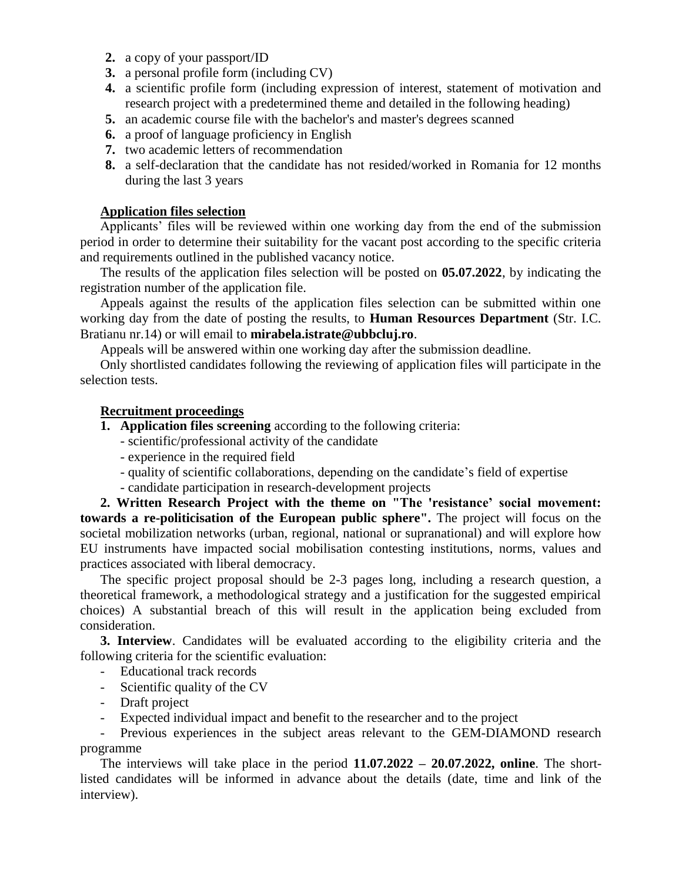2. a copy of your passport/ID
3. a personal profile form (including CV)
4. a scientific profile form (including expression of interest, statement of motivation and research project with a predetermined theme and detailed in the following heading)
5. an academic course file with the bachelor's and master's degrees scanned
6. a proof of language proficiency in English
7. two academic letters of recommendation
8. a self-declaration that the candidate has not resided/worked in Romania for 12 months during the last 3 years

**Application files selection**

Applicants' files will be reviewed within one working day from the end of the submission period in order to determine their suitability for the vacant post according to the specific criteria and requirements outlined in the published vacancy notice.

The results of the application files selection will be posted on **05.07.2022**, by indicating the registration number of the application file.

Appeals against the results of the application files selection can be submitted within one working day from the date of posting the results, to **Human Resources Department** (Str. I.C. Bratianu nr.14) or will email to **mirabela.istrate@ubbcluj.ro**.

Appeals will be answered within one working day after the submission deadline.

Only shortlisted candidates following the reviewing of application files will participate in the selection tests.

**Recruitment proceedings**

1. **Application files screening** according to the following criteria:
   - scientific/professional activity of the candidate
   - experience in the required field
   - quality of scientific collaborations, depending on the candidate's field of expertise
   - candidate participation in research-development projects

**2. Written Research Project with the theme on "The 'resistance' social movement: towards a re-politicisation of the European public sphere".** The project will focus on the societal mobilization networks (urban, regional, national or supranational) and will explore how EU instruments have impacted social mobilisation contesting institutions, norms, values and practices associated with liberal democracy.

The specific project proposal should be 2-3 pages long, including a research question, a theoretical framework, a methodological strategy and a justification for the suggested empirical choices) A substantial breach of this will result in the application being excluded from consideration.

**3. Interview**. Candidates will be evaluated according to the eligibility criteria and the following criteria for the scientific evaluation:

- Educational track records
- Scientific quality of the CV
- Draft project
- Expected individual impact and benefit to the researcher and to the project
- Previous experiences in the subject areas relevant to the GEM-DIAMOND research programme

The interviews will take place in the period **11.07.2022 – 20.07.2022, online**. The short-listed candidates will be informed in advance about the details (date, time and link of the interview).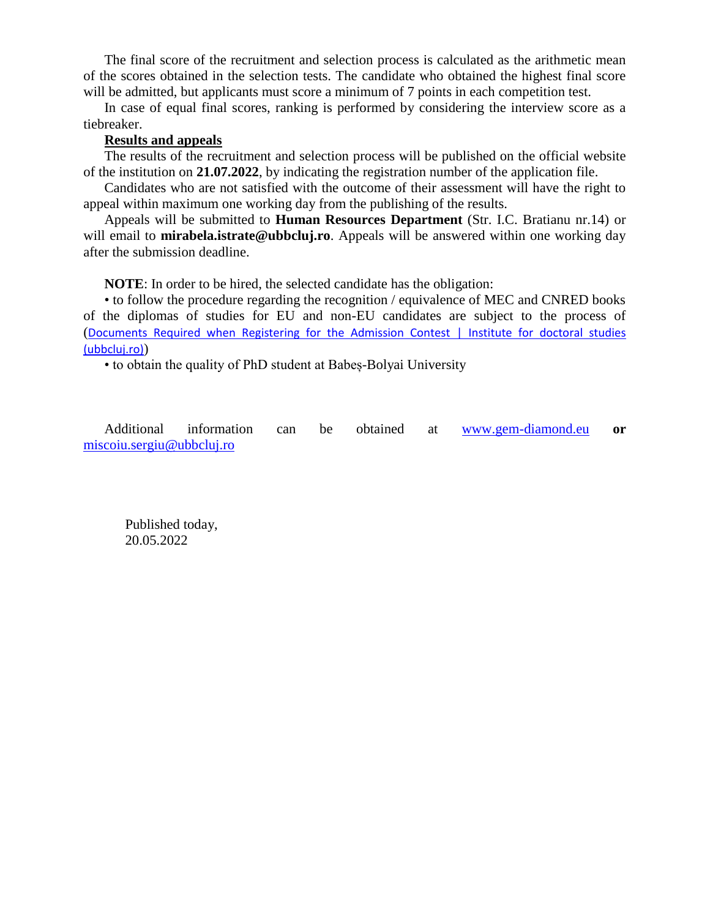The final score of the recruitment and selection process is calculated as the arithmetic mean of the scores obtained in the selection tests. The candidate who obtained the highest final score will be admitted, but applicants must score a minimum of 7 points in each competition test.

In case of equal final scores, ranking is performed by considering the interview score as a tiebreaker.

**Results and appeals**

The results of the recruitment and selection process will be published on the official website of the institution on **21.07.2022**, by indicating the registration number of the application file.

Candidates who are not satisfied with the outcome of their assessment will have the right to appeal within maximum one working day from the publishing of the results.

Appeals will be submitted to **Human Resources Department** (Str. I.C. Bratianu nr.14) or will email to **mirabela.istrate@ubbcluj.ro**. Appeals will be answered within one working day after the submission deadline.

**NOTE**: In order to be hired, the selected candidate has the obligation:

- to follow the procedure regarding the recognition / equivalence of MEC and CNRED books of the diplomas of studies for EU and non-EU candidates are subject to the process of (Documents Required when Registering for the Admission Contest | Institute for doctoral studies (ubbcluj.ro))
- to obtain the quality of PhD student at Babeș-Bolyai University

Additional information can be obtained at www.gem-diamond.eu **or** miscoiu.sergiu@ubbcluj.ro

Published today,
20.05.2022